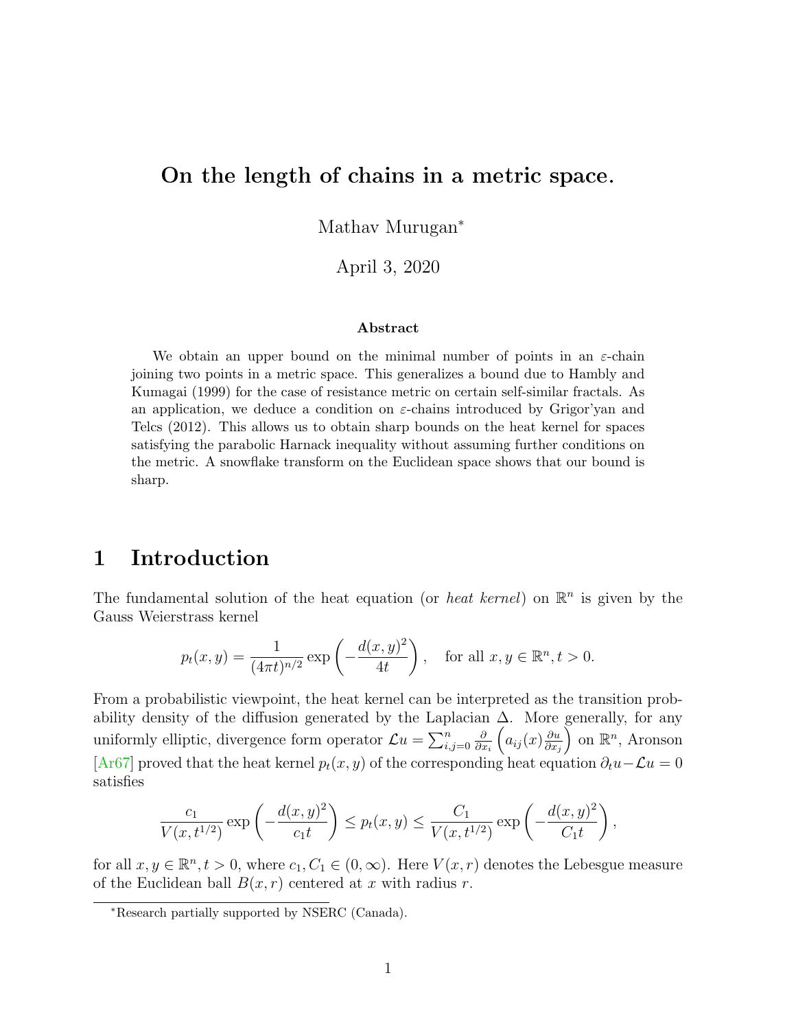# On the length of chains in a metric space.

Mathav Murugan*

April 3, 2020

### Abstract

We obtain an upper bound on the minimal number of points in an $\varepsilon$-chain joining two points in a metric space. This generalizes a bound due to Hambly and Kumagai (1999) for the case of resistance metric on certain self-similar fractals. As an application, we deduce a condition on $\varepsilon$-chains introduced by Grigor'yan and Telcs (2012). This allows us to obtain sharp bounds on the heat kernel for spaces satisfying the parabolic Harnack inequality without assuming further conditions on the metric. A snowflake transform on the Euclidean space shows that our bound is sharp.

## 1 Introduction

The fundamental solution of the heat equation (or *heat kernel*) on $\mathbb{R}^n$ is given by the Gauss Weierstrass kernel

$$p_t(x,y) = \frac{1}{(4\pi t)^{n/2}} \exp\left(-\frac{d(x,y)^2}{4t}\right), \quad \text{for all } x, y \in \mathbb{R}^n, t > 0.$$

From a probabilistic viewpoint, the heat kernel can be interpreted as the transition probability density of the diffusion generated by the Laplacian $\Delta$. More generally, for any uniformly elliptic, divergence form operator $\mathcal{L}u = \sum_{i,j=0}^n \frac{\partial}{\partial x_i}\left(a_{ij}(x)\frac{\partial u}{\partial x_j}\right)$ on $\mathbb{R}^n$, Aronson [Ar67] proved that the heat kernel $p_t(x,y)$ of the corresponding heat equation $\partial_t u - \mathcal{L}u = 0$ satisfies

$$\frac{c_1}{V(x,t^{1/2})} \exp\left(-\frac{d(x,y)^2}{c_1 t}\right) \le p_t(x,y) \le \frac{C_1}{V(x,t^{1/2})} \exp\left(-\frac{d(x,y)^2}{C_1 t}\right),$$

for all $x, y \in \mathbb{R}^n, t > 0$, where $c_1, C_1 \in (0, \infty)$. Here $V(x,r)$ denotes the Lebesgue measure of the Euclidean ball $B(x,r)$ centered at $x$ with radius $r$.

*Research partially supported by NSERC (Canada).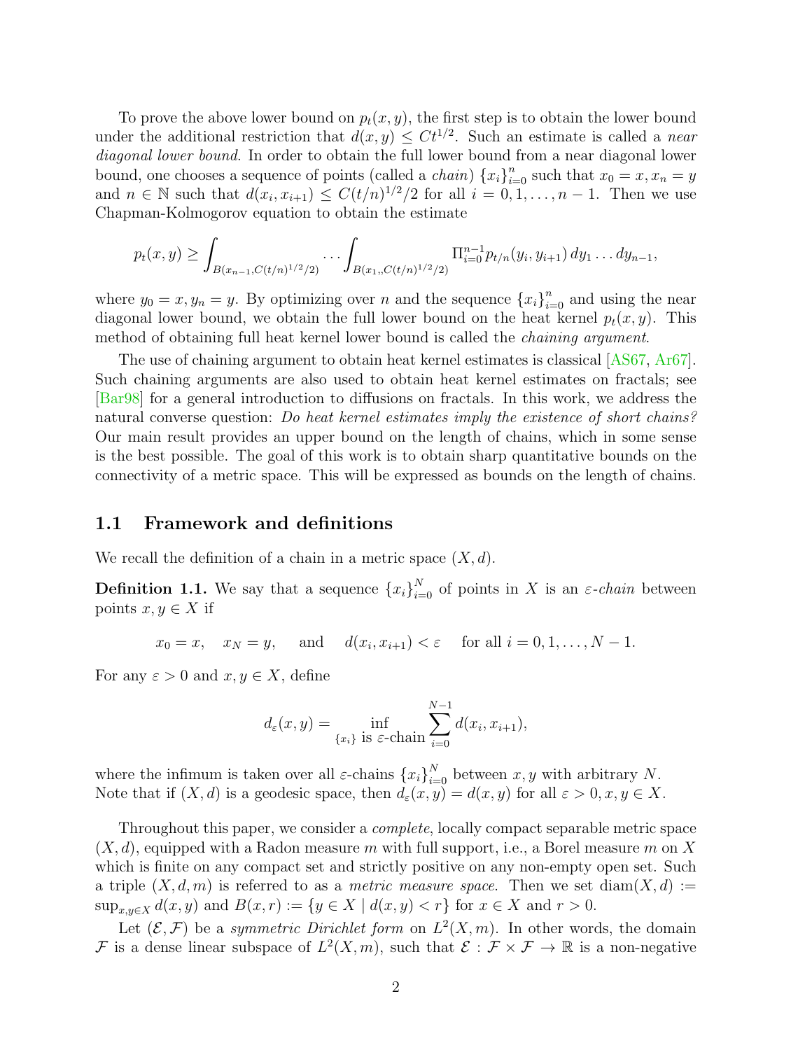To prove the above lower bound on $p_t(x, y)$, the first step is to obtain the lower bound under the additional restriction that $d(x, y) \le Ct^{1/2}$. Such an estimate is called a *near diagonal lower bound*. In order to obtain the full lower bound from a near diagonal lower bound, one chooses a sequence of points (called a *chain*) $\{x_i\}_{i=0}^n$ such that $x_0 = x, x_n = y$ and $n \in \mathbb{N}$ such that $d(x_i, x_{i+1}) \le C(t/n)^{1/2}/2$ for all $i = 0, 1, \ldots, n-1$. Then we use Chapman-Kolmogorov equation to obtain the estimate

$$p_t(x, y) \ge \int_{B(x_{n-1}, C(t/n)^{1/2}/2)} \cdots \int_{B(x_{1,}, C(t/n)^{1/2}/2)} \Pi_{i=0}^{n-1} p_{t/n}(y_i, y_{i+1})\, dy_1 \ldots dy_{n-1},$$

where $y_0 = x, y_n = y$. By optimizing over $n$ and the sequence $\{x_i\}_{i=0}^n$ and using the near diagonal lower bound, we obtain the full lower bound on the heat kernel $p_t(x, y)$. This method of obtaining full heat kernel lower bound is called the *chaining argument*.

The use of chaining argument to obtain heat kernel estimates is classical [AS67, Ar67]. Such chaining arguments are also used to obtain heat kernel estimates on fractals; see [Bar98] for a general introduction to diffusions on fractals. In this work, we address the natural converse question: *Do heat kernel estimates imply the existence of short chains?* Our main result provides an upper bound on the length of chains, which in some sense is the best possible. The goal of this work is to obtain sharp quantitative bounds on the connectivity of a metric space. This will be expressed as bounds on the length of chains.

## 1.1 Framework and definitions

We recall the definition of a chain in a metric space $(X, d)$.

**Definition 1.1.** We say that a sequence $\{x_i\}_{i=0}^N$ of points in $X$ is an *$\varepsilon$-chain* between points $x, y \in X$ if

$$x_0 = x, \quad x_N = y, \quad \text{and} \quad d(x_i, x_{i+1}) < \varepsilon \quad \text{for all } i = 0, 1, \ldots, N-1.$$

For any $\varepsilon > 0$ and $x, y \in X$, define

$$d_\varepsilon(x, y) = \inf_{\{x_i\} \text{ is } \varepsilon\text{-chain}} \sum_{i=0}^{N-1} d(x_i, x_{i+1}),$$

where the infimum is taken over all $\varepsilon$-chains $\{x_i\}_{i=0}^N$ between $x, y$ with arbitrary $N$. Note that if $(X, d)$ is a geodesic space, then $d_\varepsilon(x, y) = d(x, y)$ for all $\varepsilon > 0, x, y \in X$.

Throughout this paper, we consider a *complete*, locally compact separable metric space $(X, d)$, equipped with a Radon measure $m$ with full support, i.e., a Borel measure $m$ on $X$ which is finite on any compact set and strictly positive on any non-empty open set. Such a triple $(X, d, m)$ is referred to as a *metric measure space*. Then we set $\operatorname{diam}(X, d) := \sup_{x,y \in X} d(x, y)$ and $B(x, r) := \{y \in X \mid d(x, y) < r\}$ for $x \in X$ and $r > 0$.

Let $(\mathcal{E}, \mathcal{F})$ be a *symmetric Dirichlet form* on $L^2(X, m)$. In other words, the domain $\mathcal{F}$ is a dense linear subspace of $L^2(X, m)$, such that $\mathcal{E} : \mathcal{F} \times \mathcal{F} \to \mathbb{R}$ is a non-negative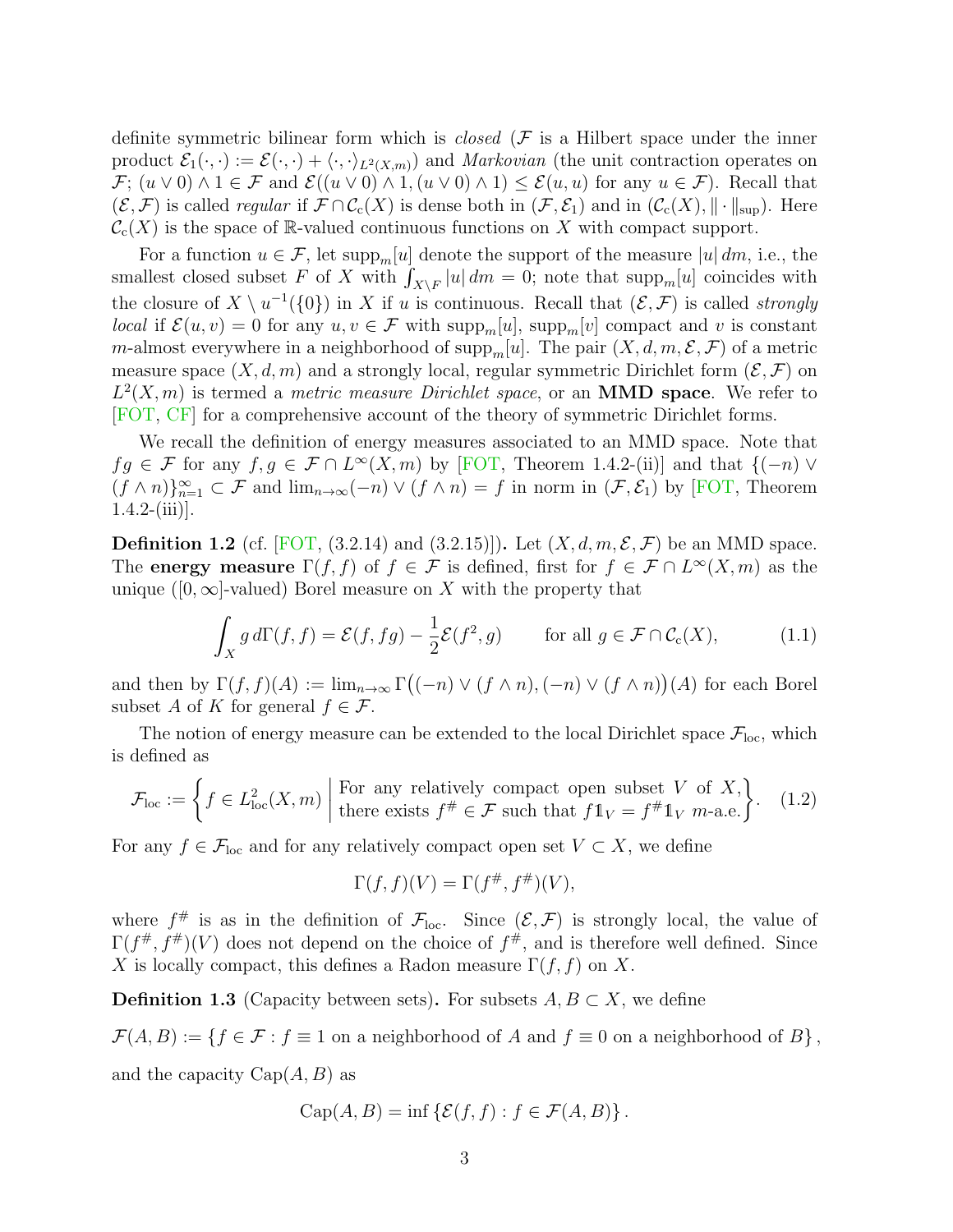definite symmetric bilinear form which is *closed* ($\mathcal{F}$ is a Hilbert space under the inner product $\mathcal{E}_1(\cdot,\cdot) := \mathcal{E}(\cdot,\cdot) + \langle\cdot,\cdot\rangle_{L^2(X,m)}$) and *Markovian* (the unit contraction operates on $\mathcal{F}$; $(u \vee 0) \wedge 1 \in \mathcal{F}$ and $\mathcal{E}((u\vee 0)\wedge 1, (u \vee 0)\wedge 1) \le \mathcal{E}(u,u)$ for any $u \in \mathcal{F}$). Recall that $(\mathcal{E},\mathcal{F})$ is called *regular* if $\mathcal{F} \cap \mathcal{C}_{\mathrm{c}}(X)$ is dense both in $(\mathcal{F},\mathcal{E}_1)$ and in $(\mathcal{C}_{\mathrm{c}}(X), \|\cdot\|_{\sup})$. Here $\mathcal{C}_{\mathrm{c}}(X)$ is the space of $\mathbb{R}$-valued continuous functions on $X$ with compact support.

For a function $u \in \mathcal{F}$, let $\operatorname{supp}_m[u]$ denote the support of the measure $|u|\,dm$, i.e., the smallest closed subset $F$ of $X$ with $\int_{X\setminus F} |u|\,dm = 0$; note that $\operatorname{supp}_m[u]$ coincides with the closure of $X \setminus u^{-1}(\{0\})$ in $X$ if $u$ is continuous. Recall that $(\mathcal{E},\mathcal{F})$ is called *strongly local* if $\mathcal{E}(u,v) = 0$ for any $u, v \in \mathcal{F}$ with $\operatorname{supp}_m[u]$, $\operatorname{supp}_m[v]$ compact and $v$ is constant $m$-almost everywhere in a neighborhood of $\operatorname{supp}_m[u]$. The pair $(X, d, m, \mathcal{E}, \mathcal{F})$ of a metric measure space $(X, d, m)$ and a strongly local, regular symmetric Dirichlet form $(\mathcal{E},\mathcal{F})$ on $L^2(X,m)$ is termed a *metric measure Dirichlet space*, or an **MMD space**. We refer to [FOT, CF] for a comprehensive account of the theory of symmetric Dirichlet forms.

We recall the definition of energy measures associated to an MMD space. Note that $fg \in \mathcal{F}$ for any $f, g \in \mathcal{F} \cap L^\infty(X,m)$ by [FOT, Theorem 1.4.2-(ii)] and that $\{(-n) \vee (f \wedge n)\}_{n=1}^\infty \subset \mathcal{F}$ and $\lim_{n\to\infty}(-n)\vee(f \wedge n) = f$ in norm in $(\mathcal{F},\mathcal{E}_1)$ by [FOT, Theorem 1.4.2-(iii)].

**Definition 1.2** (cf. [FOT, (3.2.14) and (3.2.15)])**.** Let $(X, d, m, \mathcal{E}, \mathcal{F})$ be an MMD space. The **energy measure** $\Gamma(f, f)$ of $f \in \mathcal{F}$ is defined, first for $f \in \mathcal{F} \cap L^\infty(X,m)$ as the unique ($[0,\infty]$-valued) Borel measure on $X$ with the property that

$$\int_X g\,d\Gamma(f,f) = \mathcal{E}(f, fg) - \frac{1}{2}\mathcal{E}(f^2, g) \qquad \text{for all } g \in \mathcal{F} \cap \mathcal{C}_{\mathrm{c}}(X), \tag{1.1}$$

and then by $\Gamma(f,f)(A) := \lim_{n\to\infty} \Gamma\big((-n)\vee(f\wedge n), (-n)\vee(f \wedge n)\big)(A)$ for each Borel subset $A$ of $K$ for general $f \in \mathcal{F}$.

The notion of energy measure can be extended to the local Dirichlet space $\mathcal{F}_{\mathrm{loc}}$, which is defined as

$$\mathcal{F}_{\mathrm{loc}} := \left\{ f \in L^2_{\mathrm{loc}}(X,m) \;\middle|\; \begin{array}{l} \text{For any relatively compact open subset } V \text{ of } X, \\ \text{there exists } f^\# \in \mathcal{F} \text{ such that } f\mathbb{1}_V = f^\#\mathbb{1}_V \ m\text{-a.e.} \end{array} \right\}. \tag{1.2}$$

For any $f \in \mathcal{F}_{\mathrm{loc}}$ and for any relatively compact open set $V \subset X$, we define

$$\Gamma(f,f)(V) = \Gamma(f^\#, f^\#)(V),$$

where $f^\#$ is as in the definition of $\mathcal{F}_{\mathrm{loc}}$. Since $(\mathcal{E},\mathcal{F})$ is strongly local, the value of $\Gamma(f^\#, f^\#)(V)$ does not depend on the choice of $f^\#$, and is therefore well defined. Since $X$ is locally compact, this defines a Radon measure $\Gamma(f,f)$ on $X$.

**Definition 1.3** (Capacity between sets)**.** For subsets $A, B \subset X$, we define

$$\mathcal{F}(A,B) := \{ f \in \mathcal{F} : f \equiv 1 \text{ on a neighborhood of } A \text{ and } f \equiv 0 \text{ on a neighborhood of } B \},$$

and the capacity $\operatorname{Cap}(A,B)$ as

$$\operatorname{Cap}(A,B) = \inf\{\mathcal{E}(f,f) : f \in \mathcal{F}(A,B)\}.$$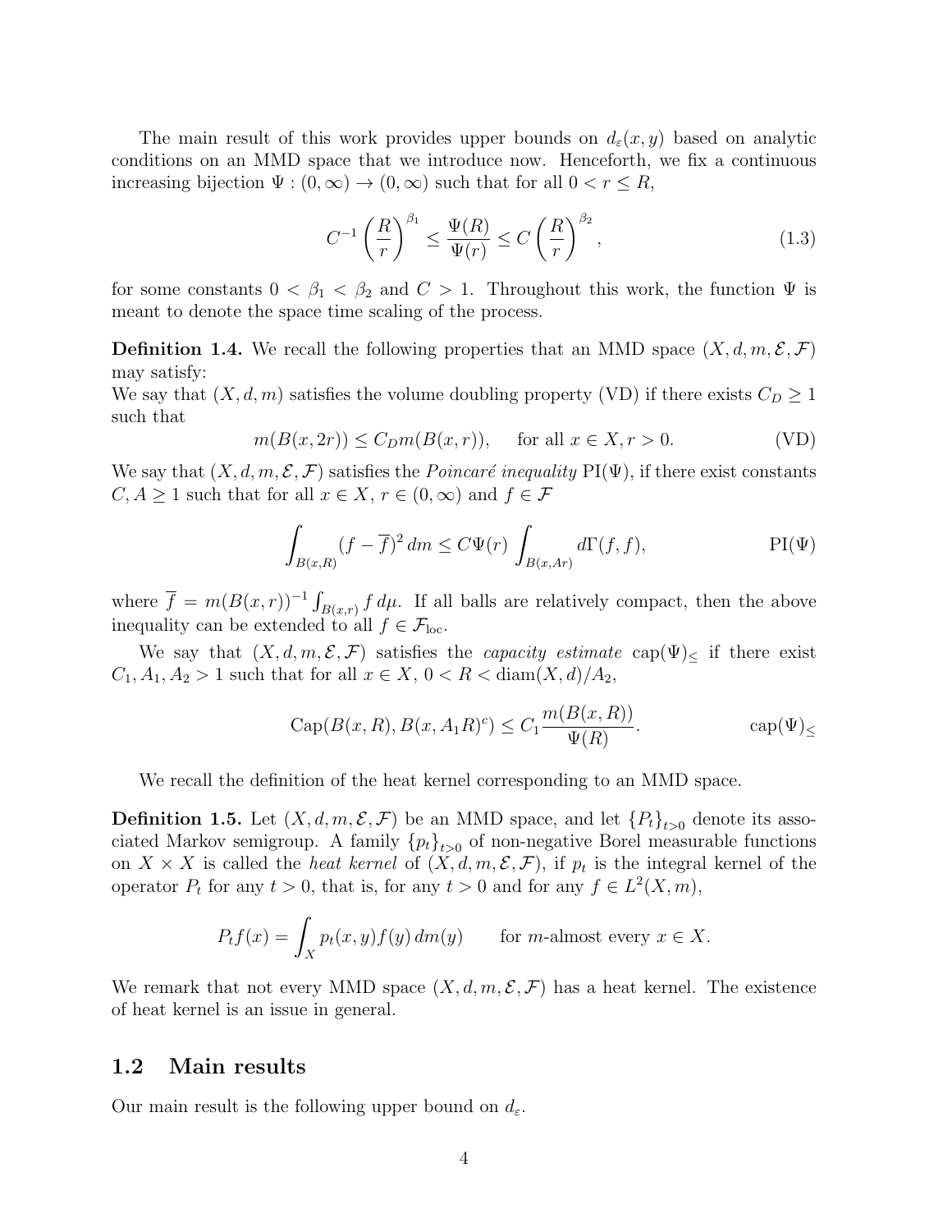The main result of this work provides upper bounds on $d_\varepsilon(x, y)$ based on analytic conditions on an MMD space that we introduce now. Henceforth, we fix a continuous increasing bijection $\Psi : (0, \infty) \to (0, \infty)$ such that for all $0 < r \leq R$,

$$C^{-1} \left(\frac{R}{r}\right)^{\beta_1} \leq \frac{\Psi(R)}{\Psi(r)} \leq C \left(\frac{R}{r}\right)^{\beta_2}, \tag{1.3}$$

for some constants $0 < \beta_1 < \beta_2$ and $C > 1$. Throughout this work, the function $\Psi$ is meant to denote the space time scaling of the process.

**Definition 1.4.** We recall the following properties that an MMD space $(X, d, m, \mathcal{E}, \mathcal{F})$ may satisfy:
We say that $(X, d, m)$ satisfies the volume doubling property (VD) if there exists $C_D \geq 1$ such that

$$m(B(x, 2r)) \leq C_D m(B(x, r)), \qquad \text{for all } x \in X, r > 0. \tag{VD}$$

We say that $(X, d, m, \mathcal{E}, \mathcal{F})$ satisfies the *Poincaré inequality* $\mathrm{PI}(\Psi)$, if there exist constants $C, A \geq 1$ such that for all $x \in X$, $r \in (0, \infty)$ and $f \in \mathcal{F}$

$$\int_{B(x,R)} (f - \overline{f})^2 \, dm \leq C \Psi(r) \int_{B(x,Ar)} d\Gamma(f, f), \tag{PI($\Psi$)}$$

where $\overline{f} = m(B(x, r))^{-1} \int_{B(x,r)} f \, d\mu$. If all balls are relatively compact, then the above inequality can be extended to all $f \in \mathcal{F}_{\mathrm{loc}}$.

We say that $(X, d, m, \mathcal{E}, \mathcal{F})$ satisfies the *capacity estimate* $\mathrm{cap}(\Psi)_\leq$ if there exist $C_1, A_1, A_2 > 1$ such that for all $x \in X$, $0 < R < \mathrm{diam}(X, d)/A_2$,

$$\mathrm{Cap}(B(x, R), B(x, A_1 R)^c) \leq C_1 \frac{m(B(x, R))}{\Psi(R)}. \tag{cap($\Psi$)$_\leq$}$$

We recall the definition of the heat kernel corresponding to an MMD space.

**Definition 1.5.** Let $(X, d, m, \mathcal{E}, \mathcal{F})$ be an MMD space, and let $\{P_t\}_{t>0}$ denote its associated Markov semigroup. A family $\{p_t\}_{t>0}$ of non-negative Borel measurable functions on $X \times X$ is called the *heat kernel* of $(X, d, m, \mathcal{E}, \mathcal{F})$, if $p_t$ is the integral kernel of the operator $P_t$ for any $t > 0$, that is, for any $t > 0$ and for any $f \in L^2(X, m)$,

$$P_t f(x) = \int_X p_t(x, y) f(y) \, dm(y) \qquad \text{for } m\text{-almost every } x \in X.$$

We remark that not every MMD space $(X, d, m, \mathcal{E}, \mathcal{F})$ has a heat kernel. The existence of heat kernel is an issue in general.

## 1.2 Main results

Our main result is the following upper bound on $d_\varepsilon$.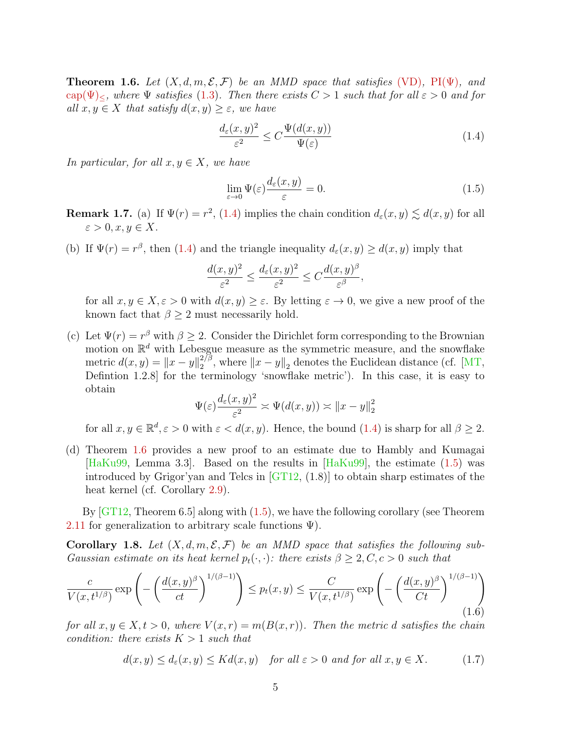**Theorem 1.6.** *Let $(X, d, m, \mathcal{E}, \mathcal{F})$ be an MMD space that satisfies (VD), PI($\Psi$), and $\text{cap}(\Psi)_{\leq}$, where $\Psi$ satisfies (1.3). Then there exists $C > 1$ such that for all $\varepsilon > 0$ and for all $x, y \in X$ that satisfy $d(x, y) \geq \varepsilon$, we have*

$$\frac{d_\varepsilon(x, y)^2}{\varepsilon^2} \leq C \frac{\Psi(d(x, y))}{\Psi(\varepsilon)} \tag{1.4}$$

*In particular, for all $x, y \in X$, we have*

$$\lim_{\varepsilon \to 0} \Psi(\varepsilon) \frac{d_\varepsilon(x, y)}{\varepsilon} = 0. \tag{1.5}$$

**Remark 1.7.** (a) If $\Psi(r) = r^2$, (1.4) implies the chain condition $d_\varepsilon(x, y) \lesssim d(x, y)$ for all $\varepsilon > 0, x, y \in X$.

(b) If $\Psi(r) = r^\beta$, then (1.4) and the triangle inequality $d_\varepsilon(x, y) \geq d(x, y)$ imply that

$$\frac{d(x, y)^2}{\varepsilon^2} \leq \frac{d_\varepsilon(x, y)^2}{\varepsilon^2} \leq C \frac{d(x, y)^\beta}{\varepsilon^\beta},$$

for all $x, y \in X, \varepsilon > 0$ with $d(x, y) \geq \varepsilon$. By letting $\varepsilon \to 0$, we give a new proof of the known fact that $\beta \geq 2$ must necessarily hold.

(c) Let $\Psi(r) = r^\beta$ with $\beta \geq 2$. Consider the Dirichlet form corresponding to the Brownian motion on $\mathbb{R}^d$ with Lebesgue measure as the symmetric measure, and the snowflake metric $d(x, y) = \|x - y\|_2^{2/\beta}$, where $\|x - y\|_2$ denotes the Euclidean distance (cf. [MT, Defintion 1.2.8] for the terminology 'snowflake metric'). In this case, it is easy to obtain

$$\Psi(\varepsilon) \frac{d_\varepsilon(x, y)^2}{\varepsilon^2} \asymp \Psi(d(x, y)) \asymp \|x - y\|_2^2$$

for all $x, y \in \mathbb{R}^d, \varepsilon > 0$ with $\varepsilon < d(x, y)$. Hence, the bound (1.4) is sharp for all $\beta \geq 2$.

(d) Theorem 1.6 provides a new proof to an estimate due to Hambly and Kumagai [HaKu99, Lemma 3.3]. Based on the results in [HaKu99], the estimate (1.5) was introduced by Grigor'yan and Telcs in [GT12, (1.8)] to obtain sharp estimates of the heat kernel (cf. Corollary 2.9).

By [GT12, Theorem 6.5] along with (1.5), we have the following corollary (see Theorem 2.11 for generalization to arbitrary scale functions $\Psi$).

**Corollary 1.8.** *Let $(X, d, m, \mathcal{E}, \mathcal{F})$ be an MMD space that satisfies the following sub-Gaussian estimate on its heat kernel $p_t(\cdot, \cdot)$: there exists $\beta \geq 2, C, c > 0$ such that*

$$\frac{c}{V(x, t^{1/\beta})} \exp\left(-\left(\frac{d(x, y)^\beta}{ct}\right)^{1/(\beta-1)}\right) \leq p_t(x, y) \leq \frac{C}{V(x, t^{1/\beta})} \exp\left(-\left(\frac{d(x, y)^\beta}{Ct}\right)^{1/(\beta-1)}\right) \tag{1.6}$$

*for all $x, y \in X, t > 0$, where $V(x, r) = m(B(x, r))$. Then the metric $d$ satisfies the chain condition: there exists $K > 1$ such that*

$$d(x, y) \leq d_\varepsilon(x, y) \leq K d(x, y) \quad \text{for all } \varepsilon > 0 \text{ and for all } x, y \in X. \tag{1.7}$$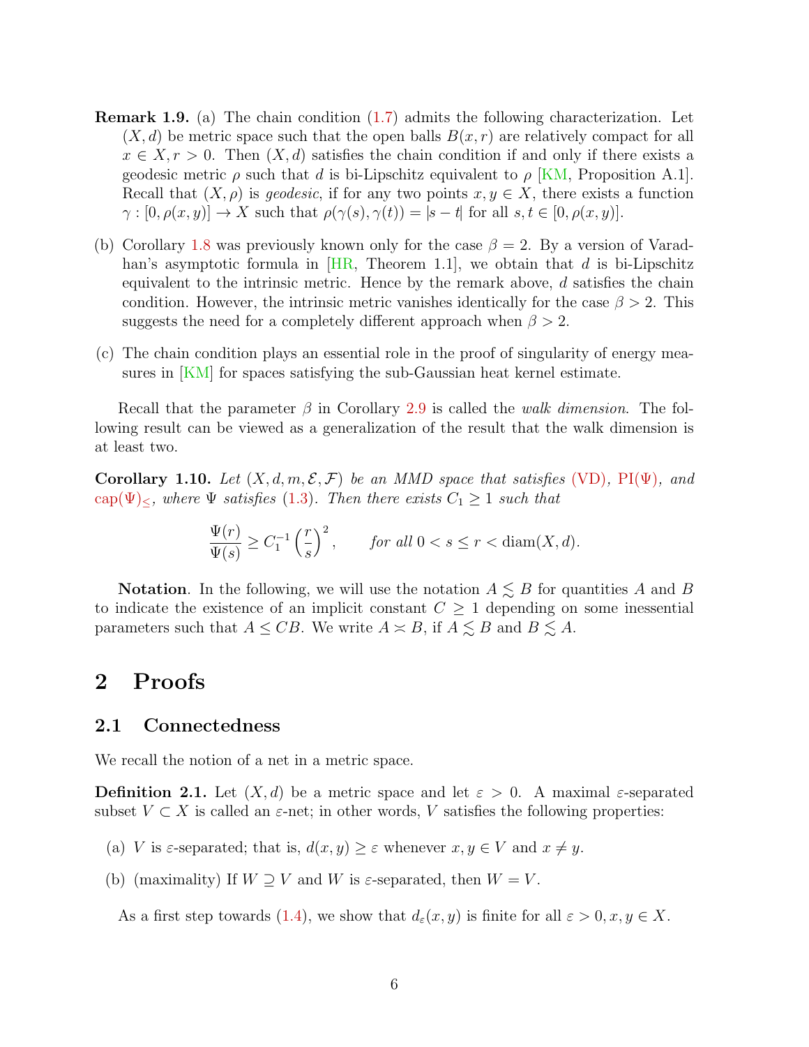**Remark 1.9.** (a) The chain condition (1.7) admits the following characterization. Let $(X, d)$ be metric space such that the open balls $B(x, r)$ are relatively compact for all $x \in X, r > 0$. Then $(X, d)$ satisfies the chain condition if and only if there exists a geodesic metric $\rho$ such that $d$ is bi-Lipschitz equivalent to $\rho$ [KM, Proposition A.1]. Recall that $(X, \rho)$ is *geodesic*, if for any two points $x, y \in X$, there exists a function $\gamma : [0, \rho(x, y)] \to X$ such that $\rho(\gamma(s), \gamma(t)) = |s - t|$ for all $s, t \in [0, \rho(x, y)]$.

(b) Corollary 1.8 was previously known only for the case $\beta = 2$. By a version of Varadhan's asymptotic formula in [HR, Theorem 1.1], we obtain that $d$ is bi-Lipschitz equivalent to the intrinsic metric. Hence by the remark above, $d$ satisfies the chain condition. However, the intrinsic metric vanishes identically for the case $\beta > 2$. This suggests the need for a completely different approach when $\beta > 2$.

(c) The chain condition plays an essential role in the proof of singularity of energy measures in [KM] for spaces satisfying the sub-Gaussian heat kernel estimate.

Recall that the parameter $\beta$ in Corollary 2.9 is called the *walk dimension*. The following result can be viewed as a generalization of the result that the walk dimension is at least two.

**Corollary 1.10.** *Let $(X, d, m, \mathcal{E}, \mathcal{F})$ be an MMD space that satisfies (VD), PI($\Psi$), and $\mathrm{cap}(\Psi)_{\leq}$, where $\Psi$ satisfies (1.3). Then there exists $C_1 \geq 1$ such that*

$$\frac{\Psi(r)}{\Psi(s)} \geq C_1^{-1} \left(\frac{r}{s}\right)^2, \qquad \text{for all } 0 < s \leq r < \operatorname{diam}(X, d).$$

**Notation**. In the following, we will use the notation $A \lesssim B$ for quantities $A$ and $B$ to indicate the existence of an implicit constant $C \geq 1$ depending on some inessential parameters such that $A \leq CB$. We write $A \asymp B$, if $A \lesssim B$ and $B \lesssim A$.

# 2 Proofs

## 2.1 Connectedness

We recall the notion of a net in a metric space.

**Definition 2.1.** Let $(X, d)$ be a metric space and let $\varepsilon > 0$. A maximal $\varepsilon$-separated subset $V \subset X$ is called an $\varepsilon$-net; in other words, $V$ satisfies the following properties:

(a) $V$ is $\varepsilon$-separated; that is, $d(x, y) \geq \varepsilon$ whenever $x, y \in V$ and $x \neq y$.

(b) (maximality) If $W \supseteq V$ and $W$ is $\varepsilon$-separated, then $W = V$.

As a first step towards (1.4), we show that $d_\varepsilon(x, y)$ is finite for all $\varepsilon > 0, x, y \in X$.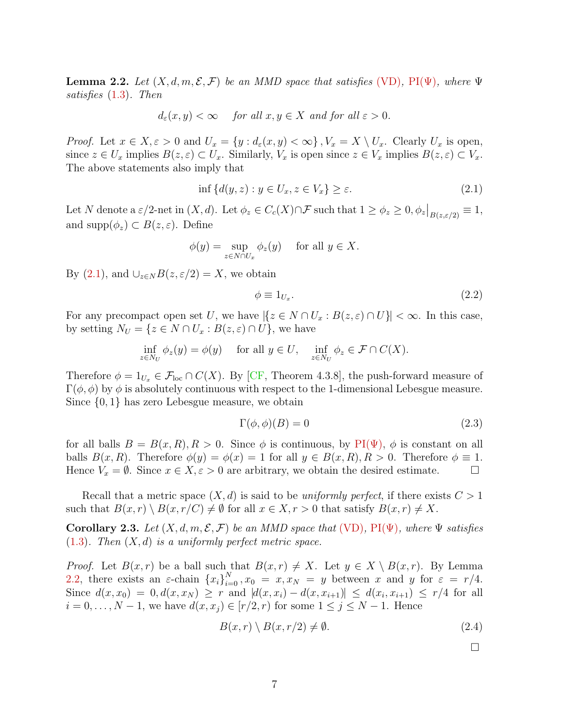**Lemma 2.2.** *Let $(X, d, m, \mathcal{E}, \mathcal{F})$ be an MMD space that satisfies* (VD), PI($\Psi$)*, where $\Psi$ satisfies* (1.3)*. Then*

$$d_\varepsilon(x, y) < \infty \quad \text{for all } x, y \in X \text{ and for all } \varepsilon > 0.$$

*Proof.* Let $x \in X, \varepsilon > 0$ and $U_x = \{y : d_\varepsilon(x, y) < \infty\}, V_x = X \setminus U_x$. Clearly $U_x$ is open, since $z \in U_x$ implies $B(z, \varepsilon) \subset U_x$. Similarly, $V_x$ is open since $z \in V_x$ implies $B(z, \varepsilon) \subset V_x$. The above statements also imply that

$$\inf \{d(y, z) : y \in U_x, z \in V_x\} \geq \varepsilon. \tag{2.1}$$

Let $N$ denote a $\varepsilon/2$-net in $(X, d)$. Let $\phi_z \in C_c(X) \cap \mathcal{F}$ such that $1 \geq \phi_z \geq 0, \phi_z\big|_{B(z,\varepsilon/2)} \equiv 1$, and $\operatorname{supp}(\phi_z) \subset B(z, \varepsilon)$. Define

$$\phi(y) = \sup_{z \in N \cap U_x} \phi_z(y) \quad \text{for all } y \in X.$$

By (2.1), and $\cup_{z \in N} B(z, \varepsilon/2) = X$, we obtain

$$\phi \equiv 1_{U_x}. \tag{2.2}$$

For any precompact open set $U$, we have $|\{z \in N \cap U_x : B(z, \varepsilon) \cap U\}| < \infty$. In this case, by setting $N_U = \{z \in N \cap U_x : B(z, \varepsilon) \cap U\}$, we have

$$\inf_{z \in N_U} \phi_z(y) = \phi(y) \quad \text{for all } y \in U, \quad \inf_{z \in N_U} \phi_z \in \mathcal{F} \cap C(X).$$

Therefore $\phi = 1_{U_x} \in \mathcal{F}_{\text{loc}} \cap C(X)$. By [CF, Theorem 4.3.8], the push-forward measure of $\Gamma(\phi, \phi)$ by $\phi$ is absolutely continuous with respect to the 1-dimensional Lebesgue measure. Since $\{0, 1\}$ has zero Lebesgue measure, we obtain

$$\Gamma(\phi, \phi)(B) = 0 \tag{2.3}$$

for all balls $B = B(x, R), R > 0$. Since $\phi$ is continuous, by PI($\Psi$), $\phi$ is constant on all balls $B(x, R)$. Therefore $\phi(y) = \phi(x) = 1$ for all $y \in B(x, R), R > 0$. Therefore $\phi \equiv 1$. Hence $V_x = \emptyset$. Since $x \in X, \varepsilon > 0$ are arbitrary, we obtain the desired estimate. $\square$

Recall that a metric space $(X, d)$ is said to be *uniformly perfect*, if there exists $C > 1$ such that $B(x, r) \setminus B(x, r/C) \neq \emptyset$ for all $x \in X, r > 0$ that satisfy $B(x, r) \neq X$.

**Corollary 2.3.** *Let $(X, d, m, \mathcal{E}, \mathcal{F})$ be an MMD space that* (VD), PI($\Psi$)*, where $\Psi$ satisfies* (1.3)*. Then $(X, d)$ is a uniformly perfect metric space.*

*Proof.* Let $B(x, r)$ be a ball such that $B(x, r) \neq X$. Let $y \in X \setminus B(x, r)$. By Lemma 2.2, there exists an $\varepsilon$-chain $\{x_i\}_{i=0}^N, x_0 = x, x_N = y$ between $x$ and $y$ for $\varepsilon = r/4$. Since $d(x, x_0) = 0, d(x, x_N) \geq r$ and $|d(x, x_i) - d(x, x_{i+1})| \leq d(x_i, x_{i+1}) \leq r/4$ for all $i = 0, \ldots, N-1$, we have $d(x, x_j) \in [r/2, r)$ for some $1 \leq j \leq N-1$. Hence

$$B(x, r) \setminus B(x, r/2) \neq \emptyset. \tag{2.4}$$

$\square$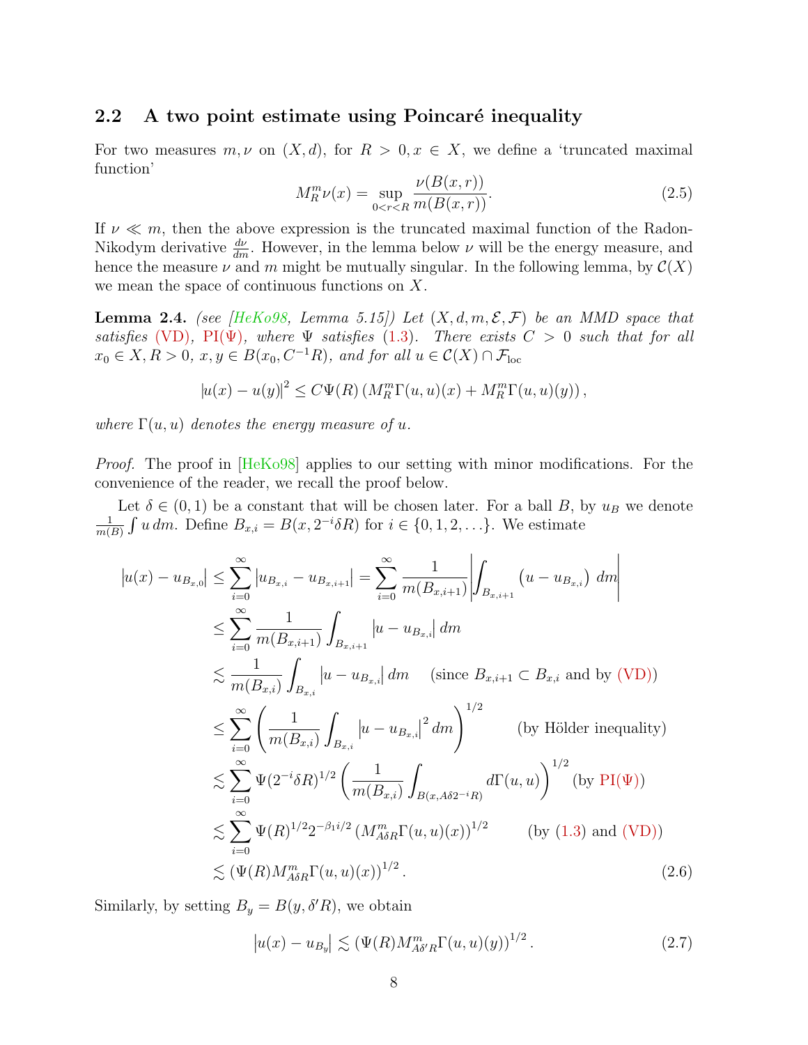## 2.2 A two point estimate using Poincaré inequality

For two measures $m, \nu$ on $(X, d)$, for $R > 0, x \in X$, we define a 'truncated maximal function'

$$M_R^m \nu(x) = \sup_{0<r<R} \frac{\nu(B(x,r))}{m(B(x,r))}. \tag{2.5}$$

If $\nu \ll m$, then the above expression is the truncated maximal function of the Radon-Nikodym derivative $\frac{d\nu}{dm}$. However, in the lemma below $\nu$ will be the energy measure, and hence the measure $\nu$ and $m$ might be mutually singular. In the following lemma, by $\mathcal{C}(X)$ we mean the space of continuous functions on $X$.

**Lemma 2.4.** *(see [HeKo98, Lemma 5.15]) Let $(X, d, m, \mathcal{E}, \mathcal{F})$ be an MMD space that satisfies (VD), PI($\Psi$), where $\Psi$ satisfies (1.3). There exists $C > 0$ such that for all $x_0 \in X, R > 0$, $x, y \in B(x_0, C^{-1}R)$, and for all $u \in \mathcal{C}(X) \cap \mathcal{F}_{\text{loc}}$*

$$|u(x) - u(y)|^2 \le C\Psi(R) \left(M_R^m \Gamma(u,u)(x) + M_R^m \Gamma(u,u)(y)\right),$$

*where $\Gamma(u,u)$ denotes the energy measure of $u$.*

*Proof.* The proof in [HeKo98] applies to our setting with minor modifications. For the convenience of the reader, we recall the proof below.

Let $\delta \in (0,1)$ be a constant that will be chosen later. For a ball $B$, by $u_B$ we denote $\frac{1}{m(B)} \int u \, dm$. Define $B_{x,i} = B(x, 2^{-i}\delta R)$ for $i \in \{0, 1, 2, \ldots\}$. We estimate

$$\begin{aligned}
\left|u(x) - u_{B_{x,0}}\right| &\le \sum_{i=0}^{\infty} \left|u_{B_{x,i}} - u_{B_{x,i+1}}\right| = \sum_{i=0}^{\infty} \frac{1}{m(B_{x,i+1})} \left| \int_{B_{x,i+1}} \left(u - u_{B_{x,i}}\right) \, dm \right| \\
&\le \sum_{i=0}^{\infty} \frac{1}{m(B_{x,i+1})} \int_{B_{x,i+1}} \left|u - u_{B_{x,i}}\right| dm \\
&\lesssim \frac{1}{m(B_{x,i})} \int_{B_{x,i}} \left|u - u_{B_{x,i}}\right| dm \quad \text{(since } B_{x,i+1} \subset B_{x,i} \text{ and by (VD))} \\
&\le \sum_{i=0}^{\infty} \left( \frac{1}{m(B_{x,i})} \int_{B_{x,i}} \left|u - u_{B_{x,i}}\right|^2 dm \right)^{1/2} \qquad \text{(by Hölder inequality)} \\
&\lesssim \sum_{i=0}^{\infty} \Psi(2^{-i}\delta R)^{1/2} \left( \frac{1}{m(B_{x,i})} \int_{B(x, A\delta 2^{-i}R)} d\Gamma(u,u) \right)^{1/2} \text{(by PI}(\Psi)) \\
&\lesssim \sum_{i=0}^{\infty} \Psi(R)^{1/2} 2^{-\beta_1 i/2} \left(M_{A\delta R}^m \Gamma(u,u)(x)\right)^{1/2} \qquad \text{(by (1.3) and (VD))} \\
&\lesssim \left(\Psi(R) M_{A\delta R}^m \Gamma(u,u)(x)\right)^{1/2}.
\end{aligned} \tag{2.6}$$

Similarly, by setting $B_y = B(y, \delta' R)$, we obtain

$$\left|u(x) - u_{B_y}\right| \lesssim \left(\Psi(R) M_{A\delta' R}^m \Gamma(u,u)(y)\right)^{1/2}. \tag{2.7}$$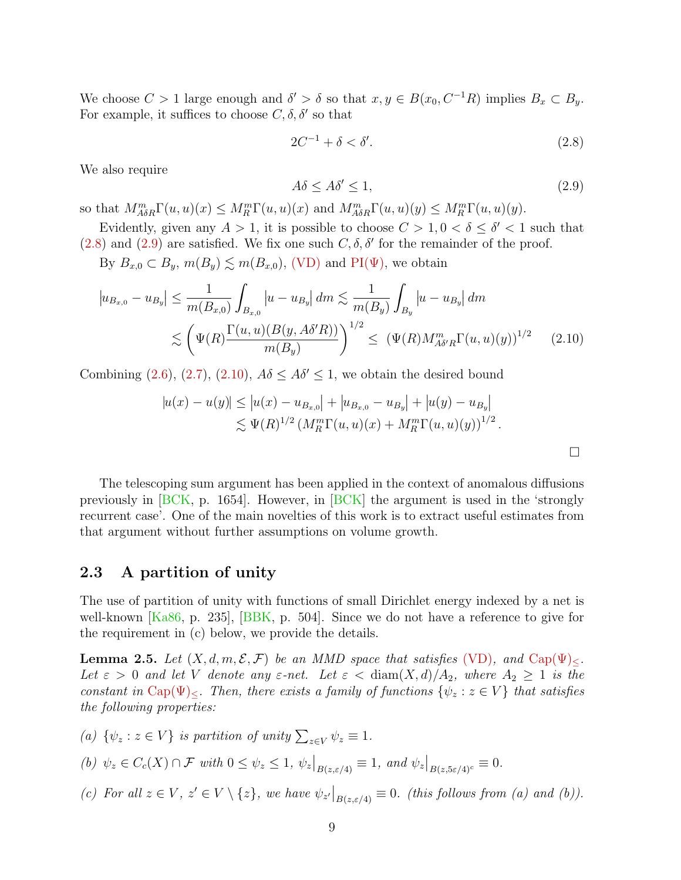We choose $C > 1$ large enough and $\delta' > \delta$ so that $x, y \in B(x_0, C^{-1}R)$ implies $B_x \subset B_y$. For example, it suffices to choose $C, \delta, \delta'$ so that

$$2C^{-1} + \delta < \delta'. \tag{2.8}$$

We also require

$$A\delta \leq A\delta' \leq 1, \tag{2.9}$$

so that $M^m_{A\delta R}\Gamma(u,u)(x) \leq M^m_R \Gamma(u,u)(x)$ and $M^m_{A\delta R}\Gamma(u,u)(y) \leq M^m_R \Gamma(u,u)(y)$.

Evidently, given any $A > 1$, it is possible to choose $C > 1, 0 < \delta \leq \delta' < 1$ such that (2.8) and (2.9) are satisfied. We fix one such $C, \delta, \delta'$ for the remainder of the proof.

By $B_{x,0} \subset B_y$, $m(B_y) \lesssim m(B_{x,0})$, (VD) and PI($\Psi$), we obtain

$$\begin{aligned}
\left|u_{B_{x,0}} - u_{B_y}\right| &\leq \frac{1}{m(B_{x,0})} \int_{B_{x,0}} \left|u - u_{B_y}\right| dm \lesssim \frac{1}{m(B_y)} \int_{B_y} \left|u - u_{B_y}\right| dm \\
&\lesssim \left( \Psi(R) \frac{\Gamma(u,u)(B(y, A\delta' R))}{m(B_y)} \right)^{1/2} \leq \left( \Psi(R) M^m_{A\delta' R} \Gamma(u,u)(y) \right)^{1/2}
\end{aligned} \tag{2.10}$$

Combining (2.6), (2.7), (2.10), $A\delta \leq A\delta' \leq 1$, we obtain the desired bound

$$\begin{aligned}
|u(x) - u(y)| &\leq \left|u(x) - u_{B_{x,0}}\right| + \left|u_{B_{x,0}} - u_{B_y}\right| + \left|u(y) - u_{B_y}\right| \\
&\lesssim \Psi(R)^{1/2} \left( M^m_R \Gamma(u,u)(x) + M^m_R \Gamma(u,u)(y) \right)^{1/2}.
\end{aligned}$$

□

The telescoping sum argument has been applied in the context of anomalous diffusions previously in [BCK, p. 1654]. However, in [BCK] the argument is used in the 'strongly recurrent case'. One of the main novelties of this work is to extract useful estimates from that argument without further assumptions on volume growth.

## 2.3 A partition of unity

The use of partition of unity with functions of small Dirichlet energy indexed by a net is well-known [Ka86, p. 235], [BBK, p. 504]. Since we do not have a reference to give for the requirement in (c) below, we provide the details.

**Lemma 2.5.** *Let $(X, d, m, \mathcal{E}, \mathcal{F})$ be an MMD space that satisfies (VD), and $\mathrm{Cap}(\Psi)_{\leq}$. Let $\varepsilon > 0$ and let $V$ denote any $\varepsilon$-net. Let $\varepsilon < \mathrm{diam}(X,d)/A_2$, where $A_2 \geq 1$ is the constant in $\mathrm{Cap}(\Psi)_{\leq}$. Then, there exists a family of functions $\{\psi_z : z \in V\}$ that satisfies the following properties:*

*(a) $\{\psi_z : z \in V\}$ is partition of unity $\sum_{z \in V} \psi_z \equiv 1$.*

*(b) $\psi_z \in C_c(X) \cap \mathcal{F}$ with $0 \leq \psi_z \leq 1$, $\psi_z\big|_{B(z,\varepsilon/4)} \equiv 1$, and $\psi_z\big|_{B(z,5\varepsilon/4)^c} \equiv 0$.*

*(c) For all $z \in V$, $z' \in V \setminus \{z\}$, we have $\psi_{z'}\big|_{B(z,\varepsilon/4)} \equiv 0$. (this follows from (a) and (b)).*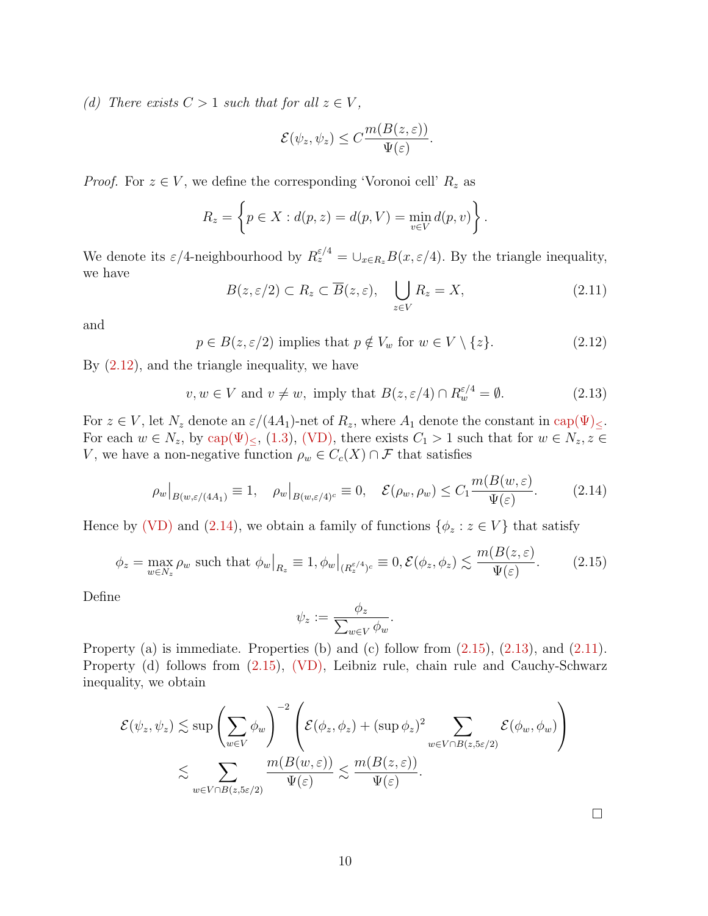*(d) There exists $C > 1$ such that for all $z \in V$,*

$$\mathcal{E}(\psi_z, \psi_z) \le C \frac{m(B(z,\varepsilon))}{\Psi(\varepsilon)}.$$

*Proof.* For $z \in V$, we define the corresponding 'Voronoi cell' $R_z$ as

$$R_z = \left\{ p \in X : d(p,z) = d(p,V) = \min_{v \in V} d(p,v) \right\}.$$

We denote its $\varepsilon/4$-neighbourhood by $R_z^{\varepsilon/4} = \cup_{x \in R_z} B(x, \varepsilon/4)$. By the triangle inequality, we have

$$B(z, \varepsilon/2) \subset R_z \subset \overline{B}(z, \varepsilon), \quad \bigcup_{z \in V} R_z = X, \tag{2.11}$$

and

$$p \in B(z, \varepsilon/2) \text{ implies that } p \notin V_w \text{ for } w \in V \setminus \{z\}. \tag{2.12}$$

By (2.12), and the triangle inequality, we have

$$v, w \in V \text{ and } v \neq w, \text{ imply that } B(z, \varepsilon/4) \cap R_w^{\varepsilon/4} = \emptyset. \tag{2.13}$$

For $z \in V$, let $N_z$ denote an $\varepsilon/(4A_1)$-net of $R_z$, where $A_1$ denote the constant in $\mathrm{cap}(\Psi)_{\le}$. For each $w \in N_z$, by $\mathrm{cap}(\Psi)_{\le}$, (1.3), (VD), there exists $C_1 > 1$ such that for $w \in N_z, z \in V$, we have a non-negative function $\rho_w \in C_c(X) \cap \mathcal{F}$ that satisfies

$$\rho_w\big|_{B(w, \varepsilon/(4A_1))} \equiv 1, \quad \rho_w\big|_{B(w,\varepsilon/4)^c} \equiv 0, \quad \mathcal{E}(\rho_w, \rho_w) \le C_1 \frac{m(B(w,\varepsilon)}{\Psi(\varepsilon)}. \tag{2.14}$$

Hence by (VD) and (2.14), we obtain a family of functions $\{\phi_z : z \in V\}$ that satisfy

$$\phi_z = \max_{w \in N_z} \rho_w \text{ such that } \phi_w\big|_{R_z} \equiv 1, \phi_w\big|_{(R_z^{\varepsilon/4})^c} \equiv 0, \mathcal{E}(\phi_z, \phi_z) \lesssim \frac{m(B(z,\varepsilon)}{\Psi(\varepsilon)}. \tag{2.15}$$

Define

$$\psi_z := \frac{\phi_z}{\sum_{w \in V} \phi_w}.$$

Property (a) is immediate. Properties (b) and (c) follow from (2.15), (2.13), and (2.11). Property (d) follows from (2.15), (VD), Leibniz rule, chain rule and Cauchy-Schwarz inequality, we obtain

$$\begin{aligned}
\mathcal{E}(\psi_z, \psi_z) &\lesssim \sup \left( \sum_{w \in V} \phi_w \right)^{-2} \left( \mathcal{E}(\phi_z, \phi_z) + (\sup \phi_z)^2 \sum_{w \in V \cap B(z, 5\varepsilon/2)} \mathcal{E}(\phi_w, \phi_w) \right) \\
&\lesssim \sum_{w \in V \cap B(z, 5\varepsilon/2)} \frac{m(B(w,\varepsilon))}{\Psi(\varepsilon)} \lesssim \frac{m(B(z,\varepsilon))}{\Psi(\varepsilon)}.
\end{aligned}$$

$\square$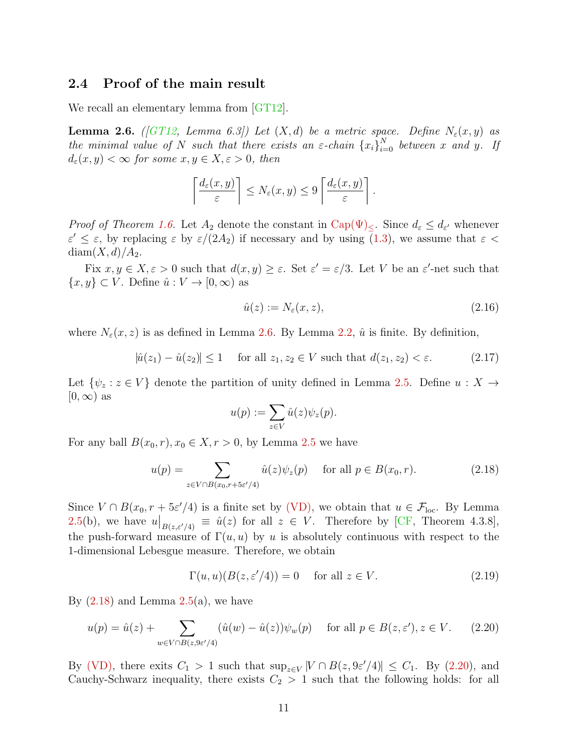### 2.4 Proof of the main result

We recall an elementary lemma from [GT12].

**Lemma 2.6.** *([GT12, Lemma 6.3]) Let $(X, d)$ be a metric space. Define $N_\varepsilon(x, y)$ as the minimal value of $N$ such that there exists an $\varepsilon$-chain $\{x_i\}_{i=0}^N$ between $x$ and $y$. If $d_\varepsilon(x, y) < \infty$ for some $x, y \in X, \varepsilon > 0$, then*

$$\left\lceil \frac{d_\varepsilon(x, y)}{\varepsilon} \right\rceil \le N_\varepsilon(x, y) \le 9 \left\lceil \frac{d_\varepsilon(x, y)}{\varepsilon} \right\rceil.$$

*Proof of Theorem 1.6.* Let $A_2$ denote the constant in $\mathrm{Cap}(\Psi)_{\le}$. Since $d_\varepsilon \le d_{\varepsilon'}$ whenever $\varepsilon' \le \varepsilon$, by replacing $\varepsilon$ by $\varepsilon/(2A_2)$ if necessary and by using (1.3), we assume that $\varepsilon < \mathrm{diam}(X, d)/A_2$.

Fix $x, y \in X, \varepsilon > 0$ such that $d(x, y) \ge \varepsilon$. Set $\varepsilon' = \varepsilon/3$. Let $V$ be an $\varepsilon'$-net such that $\{x, y\} \subset V$. Define $\hat{u} : V \to [0, \infty)$ as

$$\hat{u}(z) := N_\varepsilon(x, z), \tag{2.16}$$

where $N_\varepsilon(x, z)$ is as defined in Lemma 2.6. By Lemma 2.2, $\hat{u}$ is finite. By definition,

$$|\hat{u}(z_1) - \hat{u}(z_2)| \le 1 \quad \text{for all } z_1, z_2 \in V \text{ such that } d(z_1, z_2) < \varepsilon. \tag{2.17}$$

Let $\{\psi_z : z \in V\}$ denote the partition of unity defined in Lemma 2.5. Define $u : X \to [0, \infty)$ as

$$u(p) := \sum_{z \in V} \hat{u}(z)\psi_z(p).$$

For any ball $B(x_0, r), x_0 \in X, r > 0$, by Lemma 2.5 we have

$$u(p) = \sum_{z \in V \cap B(x_0, r+5\varepsilon'/4)} \hat{u}(z)\psi_z(p) \quad \text{for all } p \in B(x_0, r). \tag{2.18}$$

Since $V \cap B(x_0, r + 5\varepsilon'/4)$ is a finite set by (VD), we obtain that $u \in \mathcal{F}_{\mathrm{loc}}$. By Lemma 2.5(b), we have $u\big|_{B(z,\varepsilon'/4)} \equiv \hat{u}(z)$ for all $z \in V$. Therefore by [CF, Theorem 4.3.8], the push-forward measure of $\Gamma(u, u)$ by $u$ is absolutely continuous with respect to the 1-dimensional Lebesgue measure. Therefore, we obtain

$$\Gamma(u, u)(B(z, \varepsilon'/4)) = 0 \quad \text{for all } z \in V. \tag{2.19}$$

By (2.18) and Lemma 2.5(a), we have

$$u(p) = \hat{u}(z) + \sum_{w \in V \cap B(z, 9\varepsilon'/4)} (\hat{u}(w) - \hat{u}(z))\psi_w(p) \quad \text{for all } p \in B(z, \varepsilon'), z \in V. \tag{2.20}$$

By (VD), there exits $C_1 > 1$ such that $\sup_{z \in V} |V \cap B(z, 9\varepsilon'/4)| \le C_1$. By (2.20), and Cauchy-Schwarz inequality, there exists $C_2 > 1$ such that the following holds: for all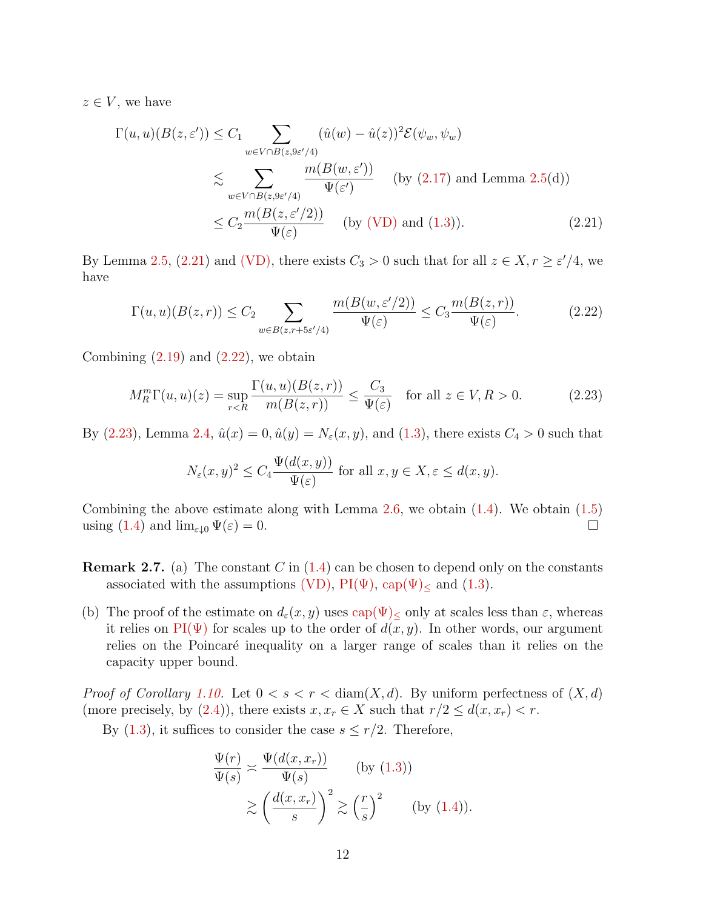$z \in V$, we have

$$\begin{aligned}
\Gamma(u,u)(B(z,\varepsilon')) &\le C_1 \sum_{w \in V \cap B(z, 9\varepsilon'/4)} (\hat{u}(w) - \hat{u}(z))^2 \mathcal{E}(\psi_w, \psi_w) \\
&\lesssim \sum_{w \in V \cap B(z, 9\varepsilon'/4)} \frac{m(B(w,\varepsilon'))}{\Psi(\varepsilon')} \quad \text{(by (2.17) and Lemma 2.5(d))} \\
&\le C_2 \frac{m(B(z,\varepsilon'/2))}{\Psi(\varepsilon)} \quad \text{(by (VD) and (1.3)).} \qquad (2.21)
\end{aligned}$$

By Lemma 2.5, (2.21) and (VD), there exists $C_3 > 0$ such that for all $z \in X, r \ge \varepsilon'/4$, we have

$$\Gamma(u,u)(B(z,r)) \le C_2 \sum_{w \in B(z, r + 5\varepsilon'/4)} \frac{m(B(w,\varepsilon'/2))}{\Psi(\varepsilon)} \le C_3 \frac{m(B(z,r))}{\Psi(\varepsilon)}. \qquad (2.22)$$

Combining (2.19) and (2.22), we obtain

$$M_R^m \Gamma(u,u)(z) = \sup_{r<R} \frac{\Gamma(u,u)(B(z,r))}{m(B(z,r))} \le \frac{C_3}{\Psi(\varepsilon)} \quad \text{for all } z \in V, R > 0. \qquad (2.23)$$

By (2.23), Lemma 2.4, $\hat{u}(x) = 0, \hat{u}(y) = N_\varepsilon(x,y)$, and (1.3), there exists $C_4 > 0$ such that

$$N_\varepsilon(x,y)^2 \le C_4 \frac{\Psi(d(x,y))}{\Psi(\varepsilon)} \text{ for all } x, y \in X, \varepsilon \le d(x,y).$$

Combining the above estimate along with Lemma 2.6, we obtain (1.4). We obtain (1.5) using (1.4) and $\lim_{\varepsilon \downarrow 0} \Psi(\varepsilon) = 0$. $\square$

**Remark 2.7.** (a) The constant $C$ in (1.4) can be chosen to depend only on the constants associated with the assumptions (VD), PI($\Psi$), cap($\Psi$)$_\le$ and (1.3).

(b) The proof of the estimate on $d_\varepsilon(x,y)$ uses cap($\Psi$)$_\le$ only at scales less than $\varepsilon$, whereas it relies on PI($\Psi$) for scales up to the order of $d(x,y)$. In other words, our argument relies on the Poincaré inequality on a larger range of scales than it relies on the capacity upper bound.

*Proof of Corollary 1.10.* Let $0 < s < r < \operatorname{diam}(X,d)$. By uniform perfectness of $(X,d)$ (more precisely, by (2.4)), there exists $x, x_r \in X$ such that $r/2 \le d(x,x_r) < r$.

By (1.3), it suffices to consider the case $s \le r/2$. Therefore,

$$\begin{aligned}
\frac{\Psi(r)}{\Psi(s)} &\asymp \frac{\Psi(d(x,x_r))}{\Psi(s)} \qquad \text{(by (1.3))} \\
&\gtrsim \left( \frac{d(x,x_r)}{s} \right)^2 \gtrsim \left( \frac{r}{s} \right)^2 \qquad \text{(by (1.4)).}
\end{aligned}$$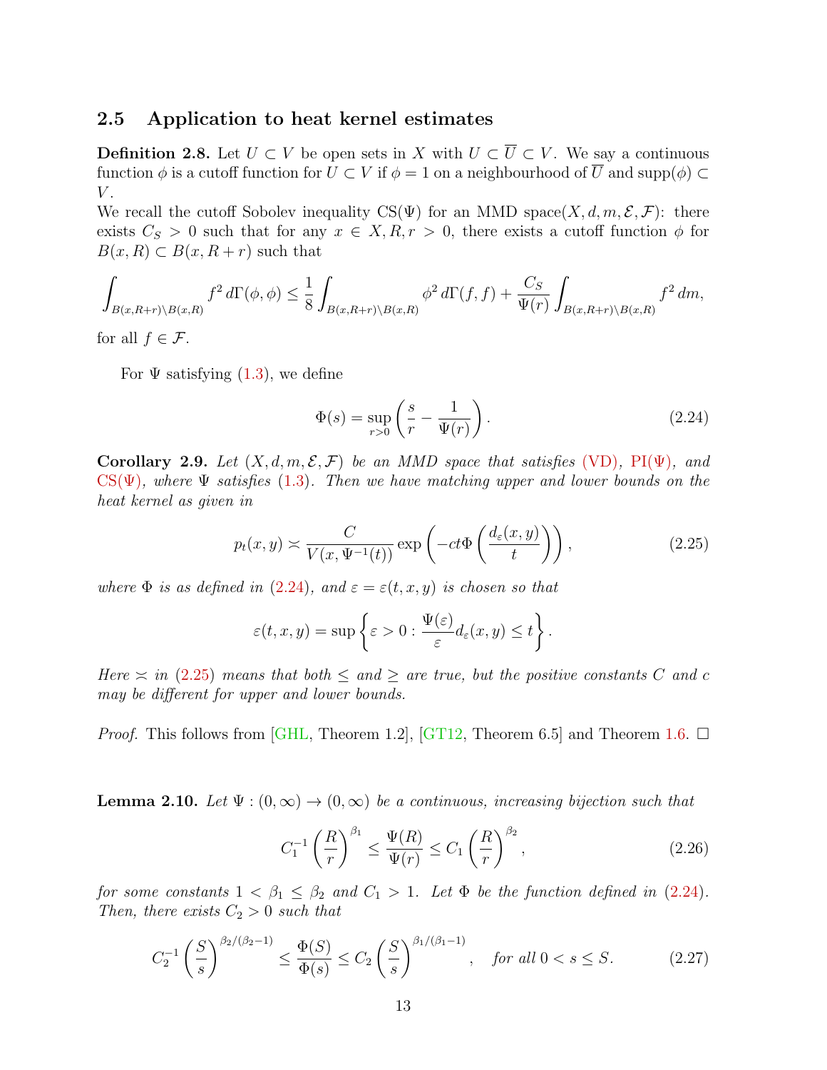## 2.5 Application to heat kernel estimates

**Definition 2.8.** Let $U \subset V$ be open sets in $X$ with $U \subset \overline{U} \subset V$. We say a continuous function $\phi$ is a cutoff function for $U \subset V$ if $\phi = 1$ on a neighbourhood of $\overline{U}$ and $\mathrm{supp}(\phi) \subset V$.
We recall the cutoff Sobolev inequality $\mathrm{CS}(\Psi)$ for an MMD space$(X, d, m, \mathcal{E}, \mathcal{F})$: there exists $C_S > 0$ such that for any $x \in X, R, r > 0$, there exists a cutoff function $\phi$ for $B(x, R) \subset B(x, R + r)$ such that

$$\int_{B(x,R+r)\setminus B(x,R)} f^2 \, d\Gamma(\phi, \phi) \leq \frac{1}{8} \int_{B(x,R+r)\setminus B(x,R)} \phi^2 \, d\Gamma(f, f) + \frac{C_S}{\Psi(r)} \int_{B(x,R+r)\setminus B(x,R)} f^2 \, dm,$$

for all $f \in \mathcal{F}$.

For $\Psi$ satisfying (1.3), we define

$$\Phi(s) = \sup_{r>0} \left( \frac{s}{r} - \frac{1}{\Psi(r)} \right). \tag{2.24}$$

**Corollary 2.9.** *Let $(X, d, m, \mathcal{E}, \mathcal{F})$ be an MMD space that satisfies (VD), PI($\Psi$), and CS($\Psi$), where $\Psi$ satisfies (1.3). Then we have matching upper and lower bounds on the heat kernel as given in*

$$p_t(x, y) \asymp \frac{C}{V(x, \Psi^{-1}(t))} \exp\left( -ct\Phi\left( \frac{d_\varepsilon(x, y)}{t} \right) \right), \tag{2.25}$$

*where $\Phi$ is as defined in (2.24), and $\varepsilon = \varepsilon(t, x, y)$ is chosen so that*

$$\varepsilon(t, x, y) = \sup \left\{ \varepsilon > 0 : \frac{\Psi(\varepsilon)}{\varepsilon} d_\varepsilon(x, y) \leq t \right\}.$$

*Here $\asymp$ in (2.25) means that both $\leq$ and $\geq$ are true, but the positive constants $C$ and $c$ may be different for upper and lower bounds.*

*Proof.* This follows from [GHL, Theorem 1.2], [GT12, Theorem 6.5] and Theorem 1.6. $\square$

**Lemma 2.10.** *Let $\Psi : (0, \infty) \to (0, \infty)$ be a continuous, increasing bijection such that*

$$C_1^{-1} \left( \frac{R}{r} \right)^{\beta_1} \leq \frac{\Psi(R)}{\Psi(r)} \leq C_1 \left( \frac{R}{r} \right)^{\beta_2}, \tag{2.26}$$

*for some constants $1 < \beta_1 \leq \beta_2$ and $C_1 > 1$. Let $\Phi$ be the function defined in (2.24). Then, there exists $C_2 > 0$ such that*

$$C_2^{-1} \left( \frac{S}{s} \right)^{\beta_2/(\beta_2-1)} \leq \frac{\Phi(S)}{\Phi(s)} \leq C_2 \left( \frac{S}{s} \right)^{\beta_1/(\beta_1-1)}, \quad \text{for all } 0 < s \leq S. \tag{2.27}$$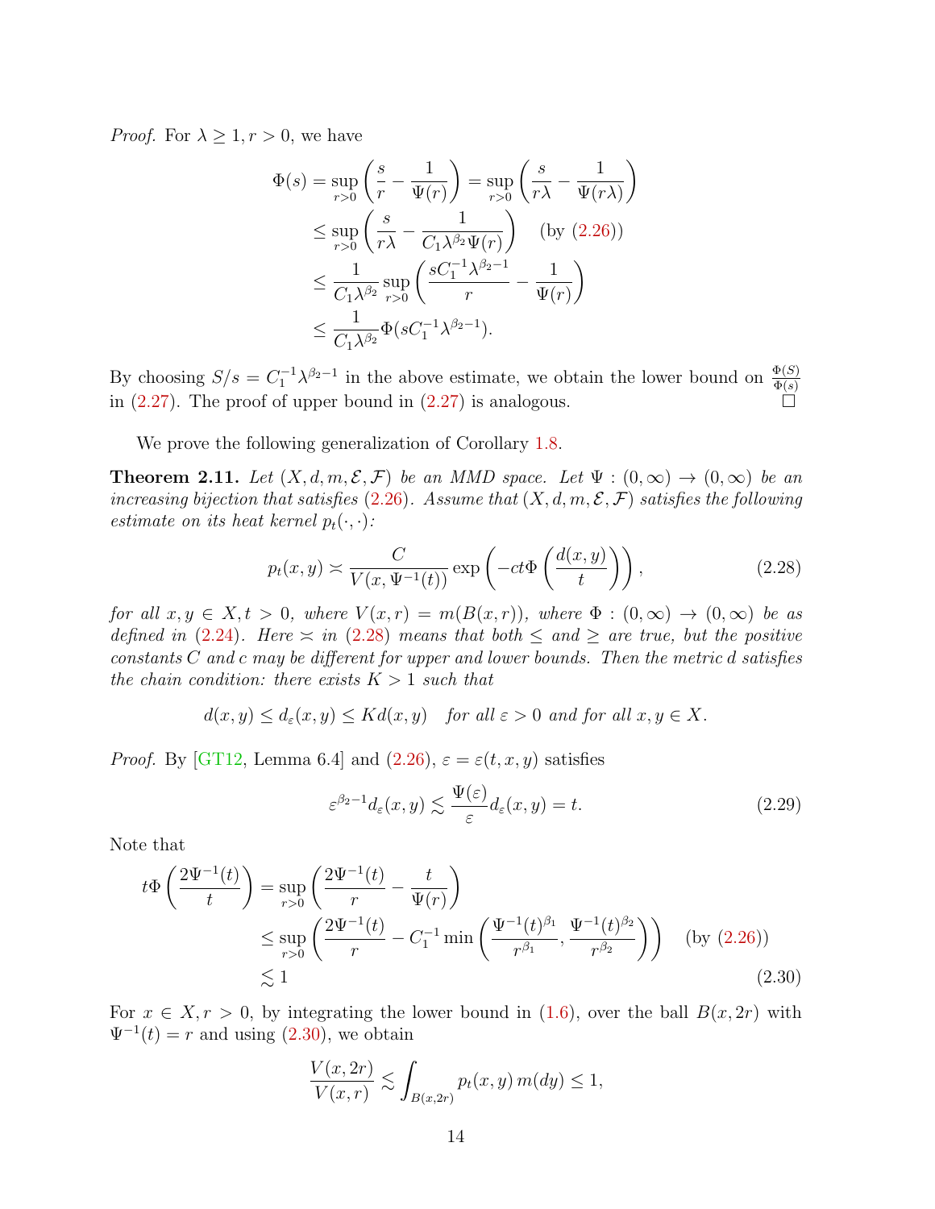*Proof.* For $\lambda \geq 1, r > 0$, we have

$$
\begin{aligned}
\Phi(s) = \sup_{r>0} \left( \frac{s}{r} - \frac{1}{\Psi(r)} \right) &= \sup_{r>0} \left( \frac{s}{r\lambda} - \frac{1}{\Psi(r\lambda)} \right) \\
&\leq \sup_{r>0} \left( \frac{s}{r\lambda} - \frac{1}{C_1 \lambda^{\beta_2} \Psi(r)} \right) \quad \text{(by (2.26))} \\
&\leq \frac{1}{C_1 \lambda^{\beta_2}} \sup_{r>0} \left( \frac{s C_1^{-1} \lambda^{\beta_2 - 1}}{r} - \frac{1}{\Psi(r)} \right) \\
&\leq \frac{1}{C_1 \lambda^{\beta_2}} \Phi(s C_1^{-1} \lambda^{\beta_2 - 1}).
\end{aligned}
$$

By choosing $S/s = C_1^{-1}\lambda^{\beta_2 - 1}$ in the above estimate, we obtain the lower bound on $\frac{\Phi(S)}{\Phi(s)}$ in (2.27). The proof of upper bound in (2.27) is analogous. $\square$

We prove the following generalization of Corollary 1.8.

**Theorem 2.11.** *Let $(X, d, m, \mathcal{E}, \mathcal{F})$ be an MMD space. Let $\Psi : (0, \infty) \to (0, \infty)$ be an increasing bijection that satisfies (2.26). Assume that $(X, d, m, \mathcal{E}, \mathcal{F})$ satisfies the following estimate on its heat kernel $p_t(\cdot, \cdot)$:*

$$
p_t(x, y) \asymp \frac{C}{V(x, \Psi^{-1}(t))} \exp\left( -ct\Phi\left( \frac{d(x, y)}{t} \right) \right), \tag{2.28}
$$

*for all $x, y \in X, t > 0$, where $V(x, r) = m(B(x, r))$, where $\Phi : (0, \infty) \to (0, \infty)$ be as defined in (2.24). Here $\asymp$ in (2.28) means that both $\leq$ and $\geq$ are true, but the positive constants $C$ and $c$ may be different for upper and lower bounds. Then the metric $d$ satisfies the chain condition: there exists $K > 1$ such that*

$$
d(x, y) \leq d_\varepsilon(x, y) \leq K d(x, y) \quad \text{for all } \varepsilon > 0 \text{ and for all } x, y \in X.
$$

*Proof.* By [GT12, Lemma 6.4] and (2.26), $\varepsilon = \varepsilon(t, x, y)$ satisfies

$$
\varepsilon^{\beta_2 - 1} d_\varepsilon(x, y) \lesssim \frac{\Psi(\varepsilon)}{\varepsilon} d_\varepsilon(x, y) = t. \tag{2.29}
$$

Note that

$$
\begin{aligned}
t\Phi\left( \frac{2\Psi^{-1}(t)}{t} \right) &= \sup_{r>0} \left( \frac{2\Psi^{-1}(t)}{r} - \frac{t}{\Psi(r)} \right) \\
&\leq \sup_{r>0} \left( \frac{2\Psi^{-1}(t)}{r} - C_1^{-1} \min\left( \frac{\Psi^{-1}(t)^{\beta_1}}{r^{\beta_1}}, \frac{\Psi^{-1}(t)^{\beta_2}}{r^{\beta_2}} \right) \right) \quad \text{(by (2.26))} \\
&\lesssim 1
\end{aligned} \tag{2.30}
$$

For $x \in X, r > 0$, by integrating the lower bound in (1.6), over the ball $B(x, 2r)$ with $\Psi^{-1}(t) = r$ and using (2.30), we obtain

$$
\frac{V(x, 2r)}{V(x, r)} \lesssim \int_{B(x, 2r)} p_t(x, y)\, m(dy) \leq 1,
$$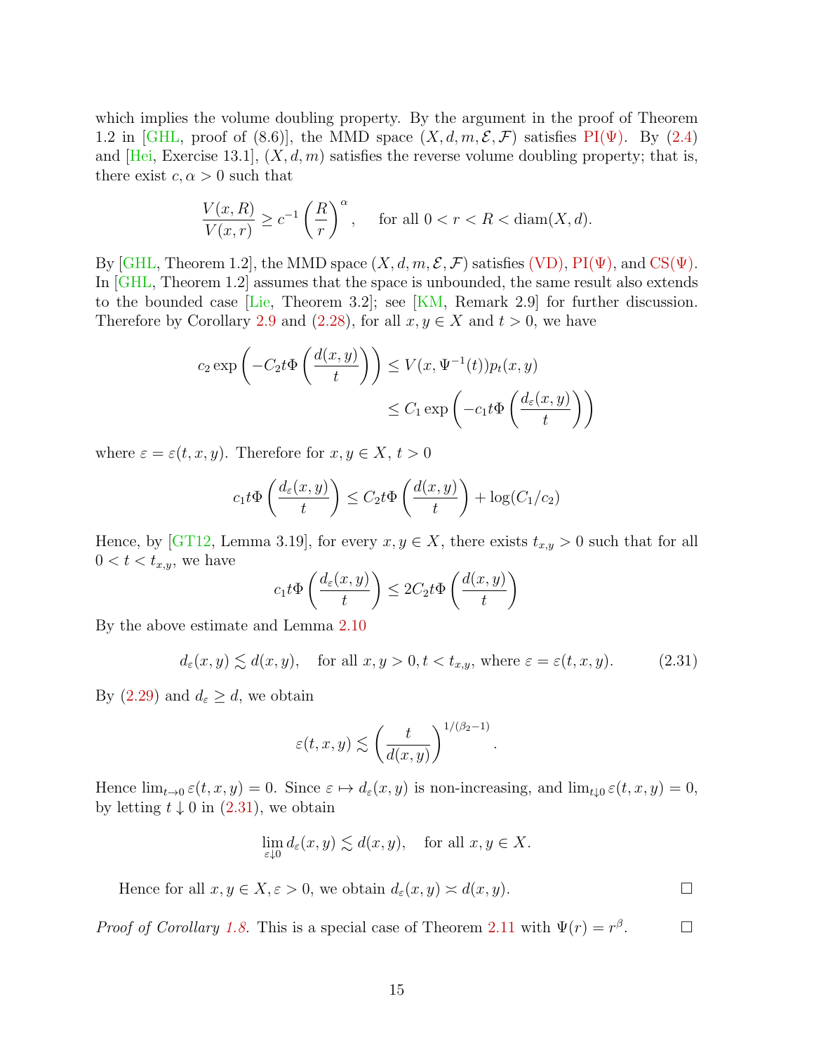which implies the volume doubling property. By the argument in the proof of Theorem 1.2 in [GHL, proof of (8.6)], the MMD space $(X, d, m, \mathcal{E}, \mathcal{F})$ satisfies PI($\Psi$). By (2.4) and [Hei, Exercise 13.1], $(X, d, m)$ satisfies the reverse volume doubling property; that is, there exist $c, \alpha > 0$ such that

$$\frac{V(x,R)}{V(x,r)} \geq c^{-1} \left(\frac{R}{r}\right)^{\alpha}, \quad \text{for all } 0 < r < R < \operatorname{diam}(X,d).$$

By [GHL, Theorem 1.2], the MMD space $(X, d, m, \mathcal{E}, \mathcal{F})$ satisfies (VD), PI($\Psi$), and CS($\Psi$). In [GHL, Theorem 1.2] assumes that the space is unbounded, the same result also extends to the bounded case [Lie, Theorem 3.2]; see [KM, Remark 2.9] for further discussion. Therefore by Corollary 2.9 and (2.28), for all $x, y \in X$ and $t > 0$, we have

$$\begin{aligned} c_2 \exp\left(-C_2 t \Phi\left(\frac{d(x,y)}{t}\right)\right) &\leq V(x, \Psi^{-1}(t)) p_t(x,y) \\ &\leq C_1 \exp\left(-c_1 t \Phi\left(\frac{d_\varepsilon(x,y)}{t}\right)\right) \end{aligned}$$

where $\varepsilon = \varepsilon(t,x,y)$. Therefore for $x, y \in X$, $t > 0$

$$c_1 t \Phi\left(\frac{d_\varepsilon(x,y)}{t}\right) \leq C_2 t \Phi\left(\frac{d(x,y)}{t}\right) + \log(C_1/c_2)$$

Hence, by [GT12, Lemma 3.19], for every $x, y \in X$, there exists $t_{x,y} > 0$ such that for all $0 < t < t_{x,y}$, we have

$$c_1 t \Phi\left(\frac{d_\varepsilon(x,y)}{t}\right) \leq 2 C_2 t \Phi\left(\frac{d(x,y)}{t}\right)$$

By the above estimate and Lemma 2.10

$$d_\varepsilon(x,y) \lesssim d(x,y), \quad \text{for all } x, y > 0, t < t_{x,y}, \text{ where } \varepsilon = \varepsilon(t,x,y). \tag{2.31}$$

By (2.29) and $d_\varepsilon \geq d$, we obtain

$$\varepsilon(t,x,y) \lesssim \left(\frac{t}{d(x,y)}\right)^{1/(\beta_2 - 1)}.$$

Hence $\lim_{t \to 0} \varepsilon(t,x,y) = 0$. Since $\varepsilon \mapsto d_\varepsilon(x,y)$ is non-increasing, and $\lim_{t \downarrow 0} \varepsilon(t,x,y) = 0$, by letting $t \downarrow 0$ in (2.31), we obtain

$$\lim_{\varepsilon \downarrow 0} d_\varepsilon(x,y) \lesssim d(x,y), \quad \text{for all } x, y \in X.$$

Hence for all $x, y \in X, \varepsilon > 0$, we obtain $d_\varepsilon(x,y) \asymp d(x,y)$. $\square$

*Proof of Corollary 1.8.* This is a special case of Theorem 2.11 with $\Psi(r) = r^\beta$. $\square$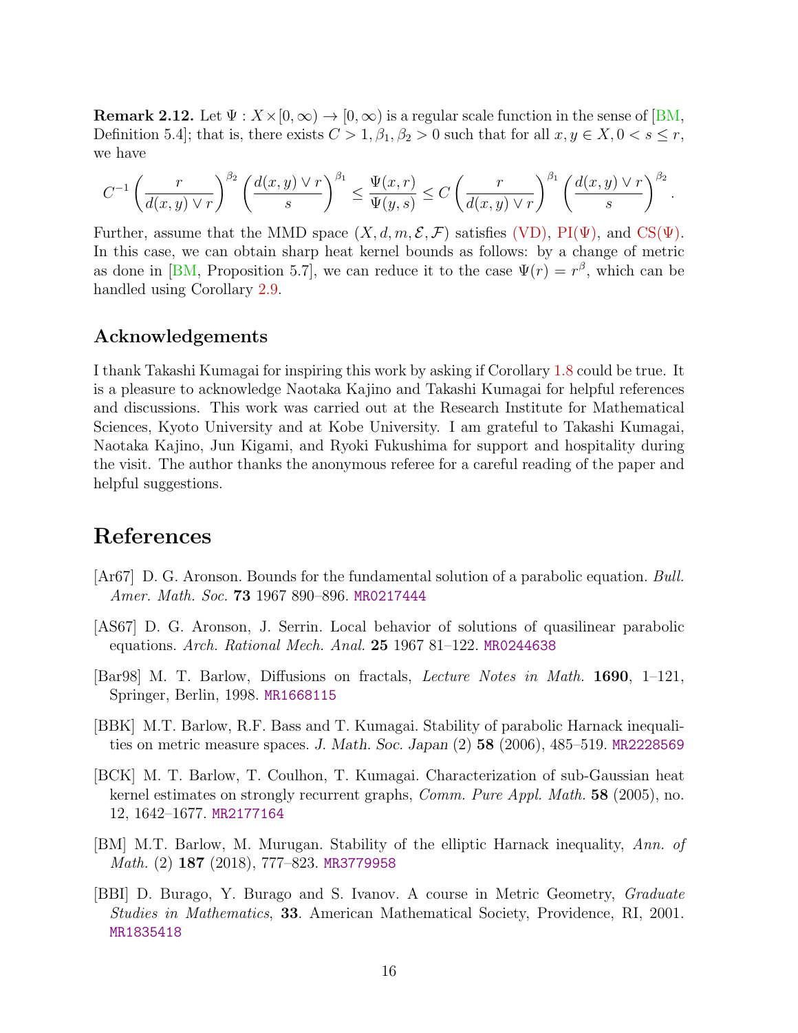**Remark 2.12.** Let $\Psi : X \times [0,\infty) \to [0,\infty)$ is a regular scale function in the sense of [BM, Definition 5.4]; that is, there exists $C > 1, \beta_1, \beta_2 > 0$ such that for all $x, y \in X, 0 < s \le r$, we have

$$C^{-1}\left(\frac{r}{d(x,y)\vee r}\right)^{\beta_2}\left(\frac{d(x,y)\vee r}{s}\right)^{\beta_1} \le \frac{\Psi(x,r)}{\Psi(y,s)} \le C\left(\frac{r}{d(x,y)\vee r}\right)^{\beta_1}\left(\frac{d(x,y)\vee r}{s}\right)^{\beta_2}.$$

Further, assume that the MMD space $(X, d, m, \mathcal{E}, \mathcal{F})$ satisfies (VD), PI($\Psi$), and CS($\Psi$). In this case, we can obtain sharp heat kernel bounds as follows: by a change of metric as done in [BM, Proposition 5.7], we can reduce it to the case $\Psi(r) = r^\beta$, which can be handled using Corollary 2.9.

### Acknowledgements

I thank Takashi Kumagai for inspiring this work by asking if Corollary 1.8 could be true. It is a pleasure to acknowledge Naotaka Kajino and Takashi Kumagai for helpful references and discussions. This work was carried out at the Research Institute for Mathematical Sciences, Kyoto University and at Kobe University. I am grateful to Takashi Kumagai, Naotaka Kajino, Jun Kigami, and Ryoki Fukushima for support and hospitality during the visit. The author thanks the anonymous referee for a careful reading of the paper and helpful suggestions.

## References

[Ar67] D. G. Aronson. Bounds for the fundamental solution of a parabolic equation. *Bull. Amer. Math. Soc.* **73** 1967 890–896. MR0217444

[AS67] D. G. Aronson, J. Serrin. Local behavior of solutions of quasilinear parabolic equations. *Arch. Rational Mech. Anal.* **25** 1967 81–122. MR0244638

[Bar98] M. T. Barlow, Diffusions on fractals, *Lecture Notes in Math.* **1690**, 1–121, Springer, Berlin, 1998. MR1668115

[BBK] M.T. Barlow, R.F. Bass and T. Kumagai. Stability of parabolic Harnack inequalities on metric measure spaces. *J. Math. Soc. Japan* (2) **58** (2006), 485–519. MR2228569

[BCK] M. T. Barlow, T. Coulhon, T. Kumagai. Characterization of sub-Gaussian heat kernel estimates on strongly recurrent graphs, *Comm. Pure Appl. Math.* **58** (2005), no. 12, 1642–1677. MR2177164

[BM] M.T. Barlow, M. Murugan. Stability of the elliptic Harnack inequality, *Ann. of Math.* (2) **187** (2018), 777–823. MR3779958

[BBI] D. Burago, Y. Burago and S. Ivanov. A course in Metric Geometry, *Graduate Studies in Mathematics*, **33**. American Mathematical Society, Providence, RI, 2001. MR1835418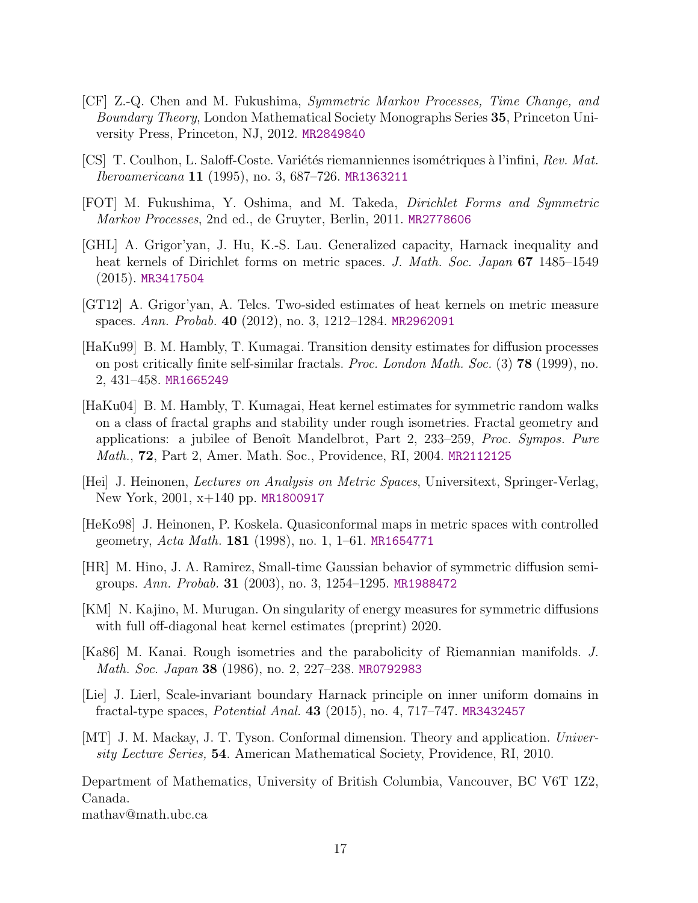[CF] Z.-Q. Chen and M. Fukushima, *Symmetric Markov Processes, Time Change, and Boundary Theory*, London Mathematical Society Monographs Series **35**, Princeton University Press, Princeton, NJ, 2012. MR2849840

[CS] T. Coulhon, L. Saloff-Coste. Variétés riemanniennes isométriques à l'infini, *Rev. Mat. Iberoamericana* **11** (1995), no. 3, 687–726. MR1363211

[FOT] M. Fukushima, Y. Oshima, and M. Takeda, *Dirichlet Forms and Symmetric Markov Processes*, 2nd ed., de Gruyter, Berlin, 2011. MR2778606

[GHL] A. Grigor'yan, J. Hu, K.-S. Lau. Generalized capacity, Harnack inequality and heat kernels of Dirichlet forms on metric spaces. *J. Math. Soc. Japan* **67** 1485–1549 (2015). MR3417504

[GT12] A. Grigor'yan, A. Telcs. Two-sided estimates of heat kernels on metric measure spaces. *Ann. Probab.* **40** (2012), no. 3, 1212–1284. MR2962091

[HaKu99] B. M. Hambly, T. Kumagai. Transition density estimates for diffusion processes on post critically finite self-similar fractals. *Proc. London Math. Soc.* (3) **78** (1999), no. 2, 431–458. MR1665249

[HaKu04] B. M. Hambly, T. Kumagai, Heat kernel estimates for symmetric random walks on a class of fractal graphs and stability under rough isometries. Fractal geometry and applications: a jubilee of Benoît Mandelbrot, Part 2, 233–259, *Proc. Sympos. Pure Math.*, **72**, Part 2, Amer. Math. Soc., Providence, RI, 2004. MR2112125

[Hei] J. Heinonen, *Lectures on Analysis on Metric Spaces*, Universitext, Springer-Verlag, New York, 2001, x+140 pp. MR1800917

[HeKo98] J. Heinonen, P. Koskela. Quasiconformal maps in metric spaces with controlled geometry, *Acta Math.* **181** (1998), no. 1, 1–61. MR1654771

[HR] M. Hino, J. A. Ramirez, Small-time Gaussian behavior of symmetric diffusion semigroups. *Ann. Probab.* **31** (2003), no. 3, 1254–1295. MR1988472

[KM] N. Kajino, M. Murugan. On singularity of energy measures for symmetric diffusions with full off-diagonal heat kernel estimates (preprint) 2020.

[Ka86] M. Kanai. Rough isometries and the parabolicity of Riemannian manifolds. *J. Math. Soc. Japan* **38** (1986), no. 2, 227–238. MR0792983

[Lie] J. Lierl, Scale-invariant boundary Harnack principle on inner uniform domains in fractal-type spaces, *Potential Anal.* **43** (2015), no. 4, 717–747. MR3432457

[MT] J. M. Mackay, J. T. Tyson. Conformal dimension. Theory and application. *University Lecture Series,* **54**. American Mathematical Society, Providence, RI, 2010.

Department of Mathematics, University of British Columbia, Vancouver, BC V6T 1Z2, Canada.
mathav@math.ubc.ca